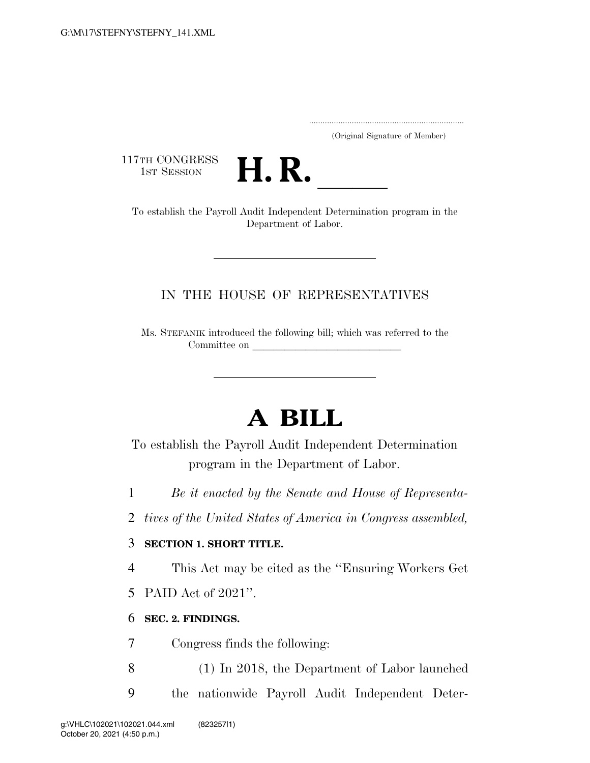(Original Signature of Member)

117TH CONGRESS
1ST SESSION

# H. R. \_\_\_\_\_

To establish the Payroll Audit Independent Determination program in the Department of Labor.

IN THE HOUSE OF REPRESENTATIVES

Ms. STEFANIK introduced the following bill; which was referred to the Committee on \_\_\_\_\_\_\_\_\_\_\_\_\_\_\_\_\_\_\_\_\_\_\_\_\_\_\_\_\_\_

# A BILL

To establish the Payroll Audit Independent Determination program in the Department of Labor.

1 *Be it enacted by the Senate and House of Representa-*
2 *tives of the United States of America in Congress assembled,*

3 **SECTION 1. SHORT TITLE.**

4 This Act may be cited as the "Ensuring Workers Get
5 PAID Act of 2021".

6 **SEC. 2. FINDINGS.**

7 Congress finds the following:

8 (1) In 2018, the Department of Labor launched
9 the nationwide Payroll Audit Independent Deter-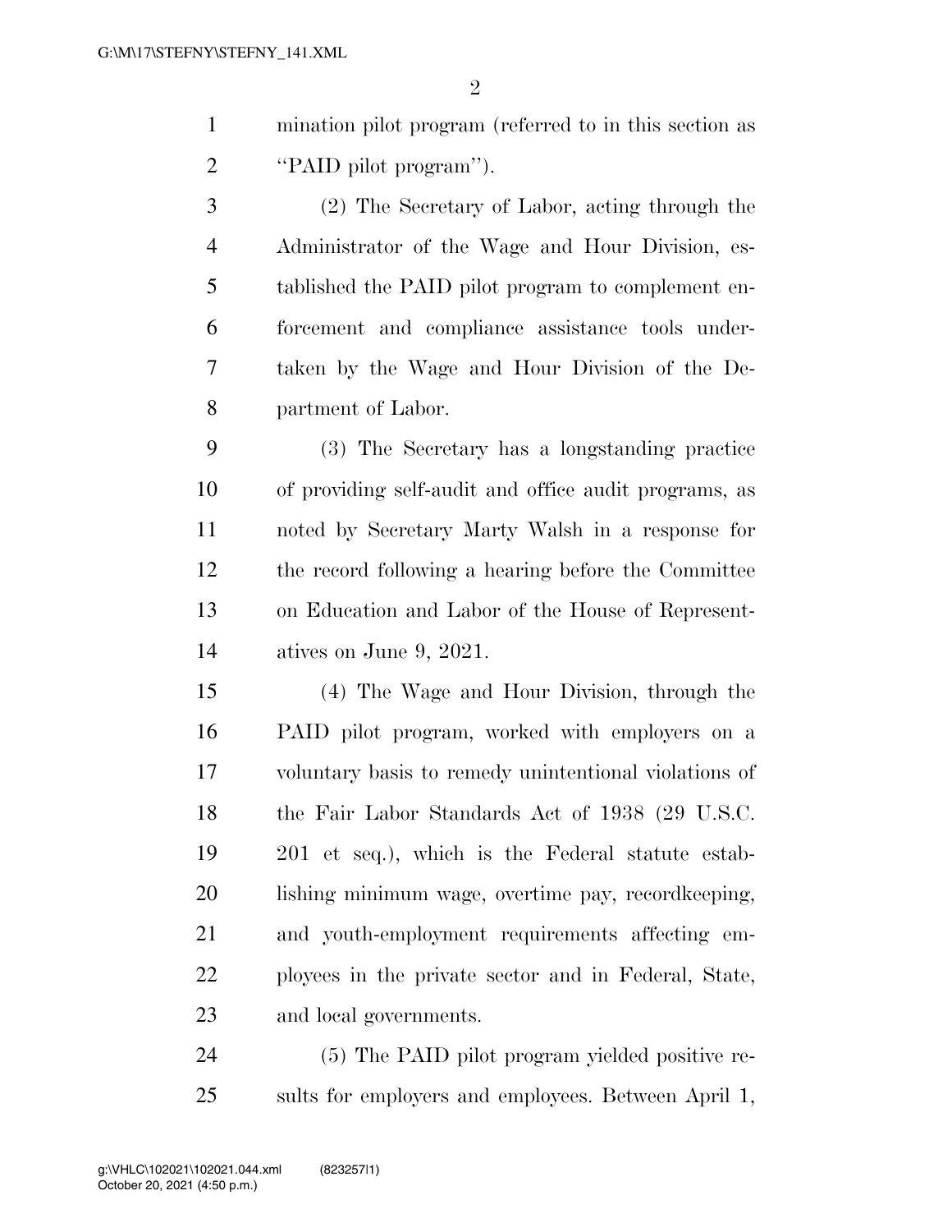mination pilot program (referred to in this section as "PAID pilot program").

(2) The Secretary of Labor, acting through the Administrator of the Wage and Hour Division, established the PAID pilot program to complement enforcement and compliance assistance tools undertaken by the Wage and Hour Division of the Department of Labor.

(3) The Secretary has a longstanding practice of providing self-audit and office audit programs, as noted by Secretary Marty Walsh in a response for the record following a hearing before the Committee on Education and Labor of the House of Representatives on June 9, 2021.

(4) The Wage and Hour Division, through the PAID pilot program, worked with employers on a voluntary basis to remedy unintentional violations of the Fair Labor Standards Act of 1938 (29 U.S.C. 201 et seq.), which is the Federal statute establishing minimum wage, overtime pay, recordkeeping, and youth-employment requirements affecting employees in the private sector and in Federal, State, and local governments.

(5) The PAID pilot program yielded positive results for employers and employees. Between April 1,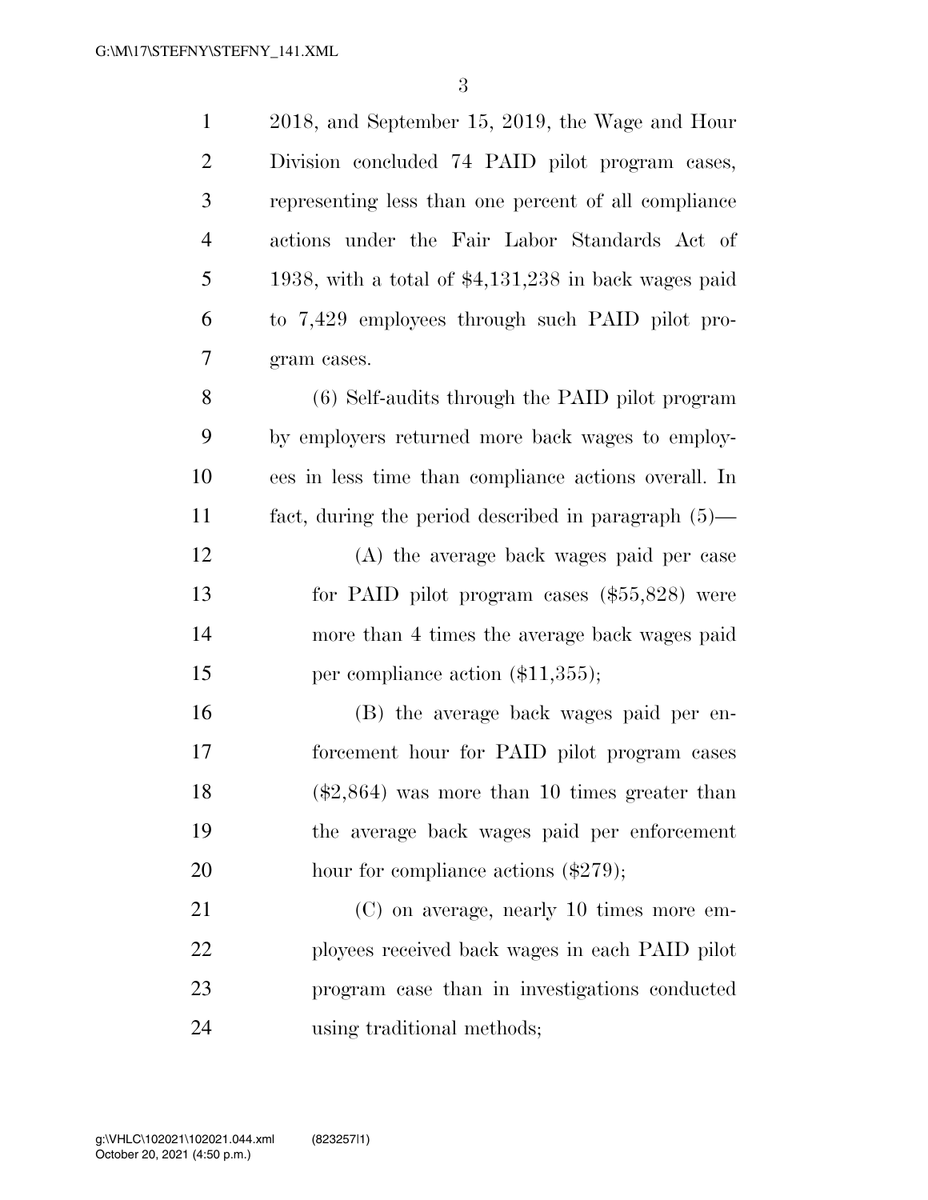2018, and September 15, 2019, the Wage and Hour Division concluded 74 PAID pilot program cases, representing less than one percent of all compliance actions under the Fair Labor Standards Act of 1938, with a total of $4,131,238 in back wages paid to 7,429 employees through such PAID pilot program cases.

(6) Self-audits through the PAID pilot program by employers returned more back wages to employees in less time than compliance actions overall. In fact, during the period described in paragraph (5)—

(A) the average back wages paid per case for PAID pilot program cases ($55,828) were more than 4 times the average back wages paid per compliance action ($11,355);

(B) the average back wages paid per enforcement hour for PAID pilot program cases ($2,864) was more than 10 times greater than the average back wages paid per enforcement hour for compliance actions ($279);

(C) on average, nearly 10 times more employees received back wages in each PAID pilot program case than in investigations conducted using traditional methods;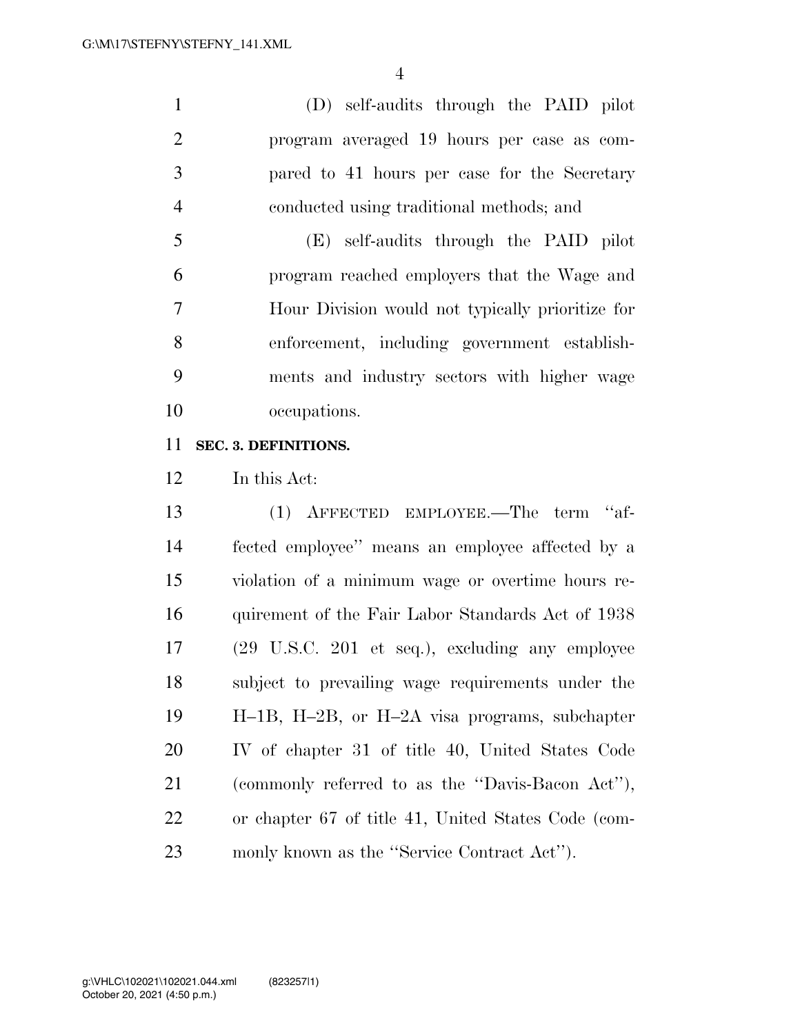(D) self-audits through the PAID pilot program averaged 19 hours per case as compared to 41 hours per case for the Secretary conducted using traditional methods; and

(E) self-audits through the PAID pilot program reached employers that the Wage and Hour Division would not typically prioritize for enforcement, including government establishments and industry sectors with higher wage occupations.

**SEC. 3. DEFINITIONS.**

In this Act:

(1) AFFECTED EMPLOYEE.—The term ''affected employee'' means an employee affected by a violation of a minimum wage or overtime hours requirement of the Fair Labor Standards Act of 1938 (29 U.S.C. 201 et seq.), excluding any employee subject to prevailing wage requirements under the H–1B, H–2B, or H–2A visa programs, subchapter IV of chapter 31 of title 40, United States Code (commonly referred to as the ''Davis-Bacon Act''), or chapter 67 of title 41, United States Code (commonly known as the ''Service Contract Act'').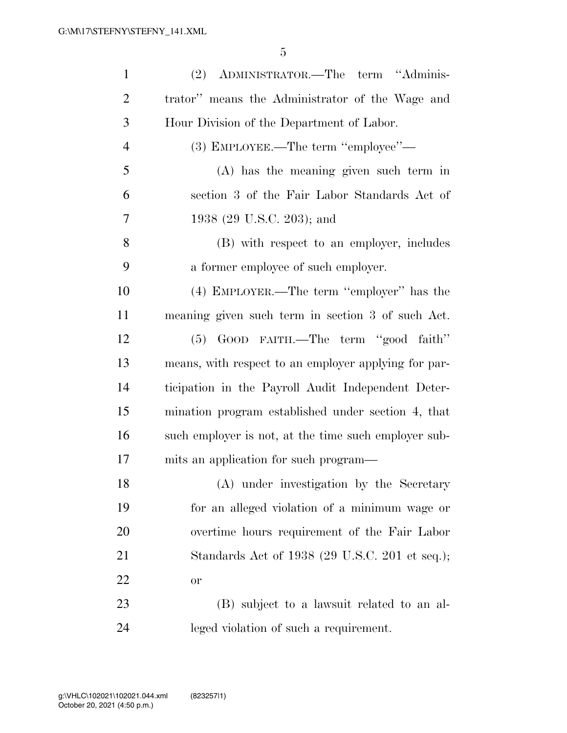(2) ADMINISTRATOR.—The term ''Administrator'' means the Administrator of the Wage and Hour Division of the Department of Labor.

(3) EMPLOYEE.—The term ''employee''—

(A) has the meaning given such term in section 3 of the Fair Labor Standards Act of 1938 (29 U.S.C. 203); and

(B) with respect to an employer, includes a former employee of such employer.

(4) EMPLOYER.—The term ''employer'' has the meaning given such term in section 3 of such Act.

(5) GOOD FAITH.—The term ''good faith'' means, with respect to an employer applying for participation in the Payroll Audit Independent Determination program established under section 4, that such employer is not, at the time such employer submits an application for such program—

(A) under investigation by the Secretary for an alleged violation of a minimum wage or overtime hours requirement of the Fair Labor Standards Act of 1938 (29 U.S.C. 201 et seq.); or

(B) subject to a lawsuit related to an alleged violation of such a requirement.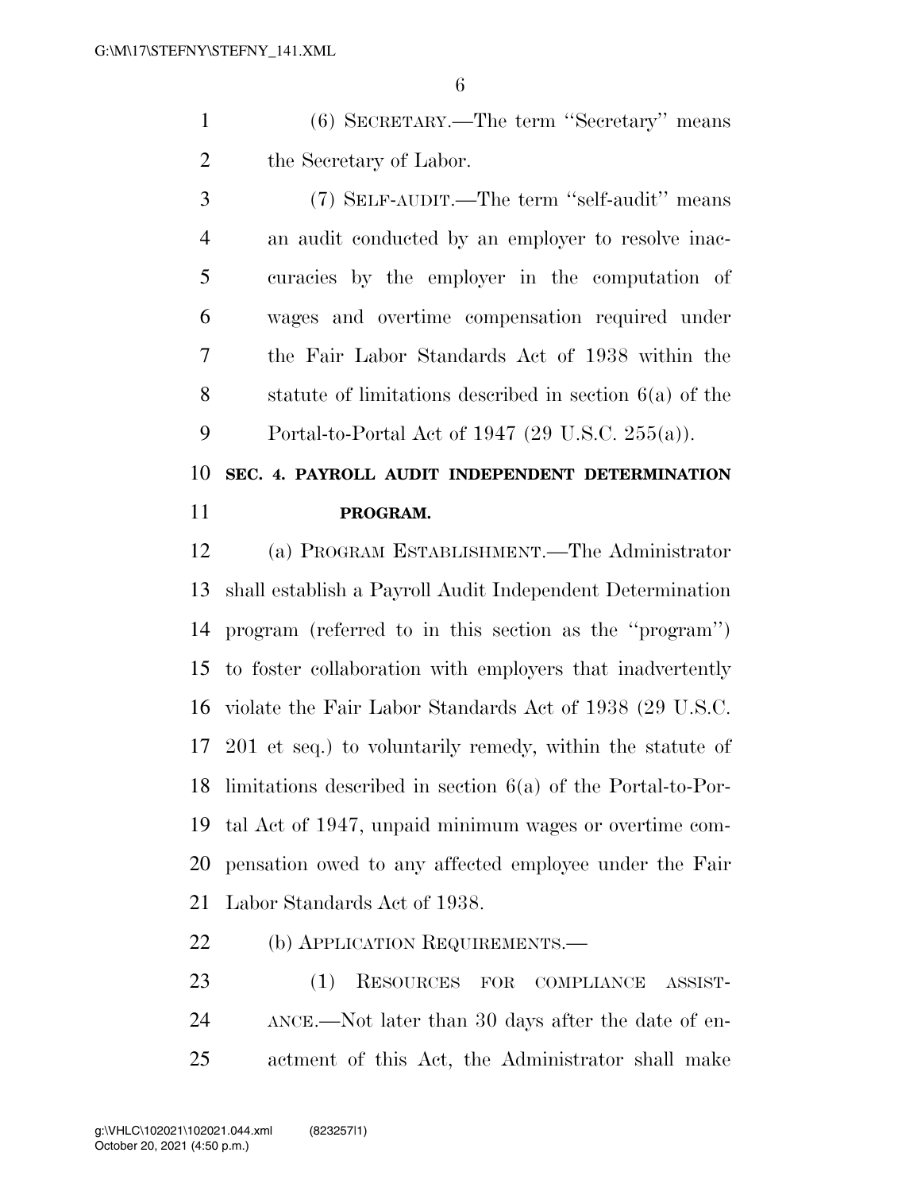(6) SECRETARY.—The term ''Secretary'' means the Secretary of Labor.

(7) SELF-AUDIT.—The term ''self-audit'' means an audit conducted by an employer to resolve inaccuracies by the employer in the computation of wages and overtime compensation required under the Fair Labor Standards Act of 1938 within the statute of limitations described in section 6(a) of the Portal-to-Portal Act of 1947 (29 U.S.C. 255(a)).

## SEC. 4. PAYROLL AUDIT INDEPENDENT DETERMINATION PROGRAM.

(a) PROGRAM ESTABLISHMENT.—The Administrator shall establish a Payroll Audit Independent Determination program (referred to in this section as the ''program'') to foster collaboration with employers that inadvertently violate the Fair Labor Standards Act of 1938 (29 U.S.C. 201 et seq.) to voluntarily remedy, within the statute of limitations described in section 6(a) of the Portal-to-Portal Act of 1947, unpaid minimum wages or overtime compensation owed to any affected employee under the Fair Labor Standards Act of 1938.

(b) APPLICATION REQUIREMENTS.—

(1) RESOURCES FOR COMPLIANCE ASSISTANCE.—Not later than 30 days after the date of enactment of this Act, the Administrator shall make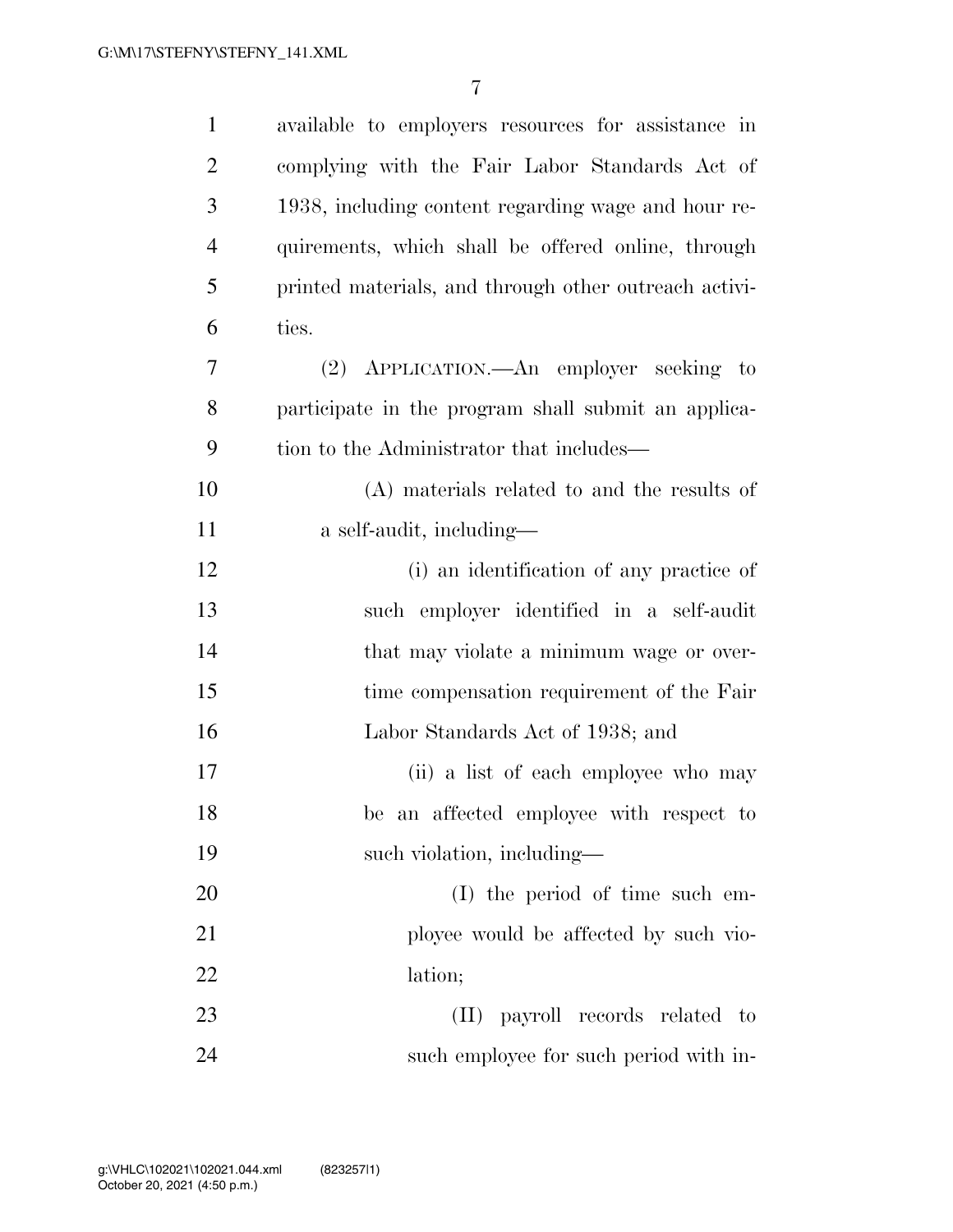available to employers resources for assistance in complying with the Fair Labor Standards Act of 1938, including content regarding wage and hour requirements, which shall be offered online, through printed materials, and through other outreach activities.

(2) APPLICATION.—An employer seeking to participate in the program shall submit an application to the Administrator that includes—

(A) materials related to and the results of a self-audit, including—

(i) an identification of any practice of such employer identified in a self-audit that may violate a minimum wage or overtime compensation requirement of the Fair Labor Standards Act of 1938; and

(ii) a list of each employee who may be an affected employee with respect to such violation, including—

(I) the period of time such employee would be affected by such violation;

(II) payroll records related to such employee for such period with in-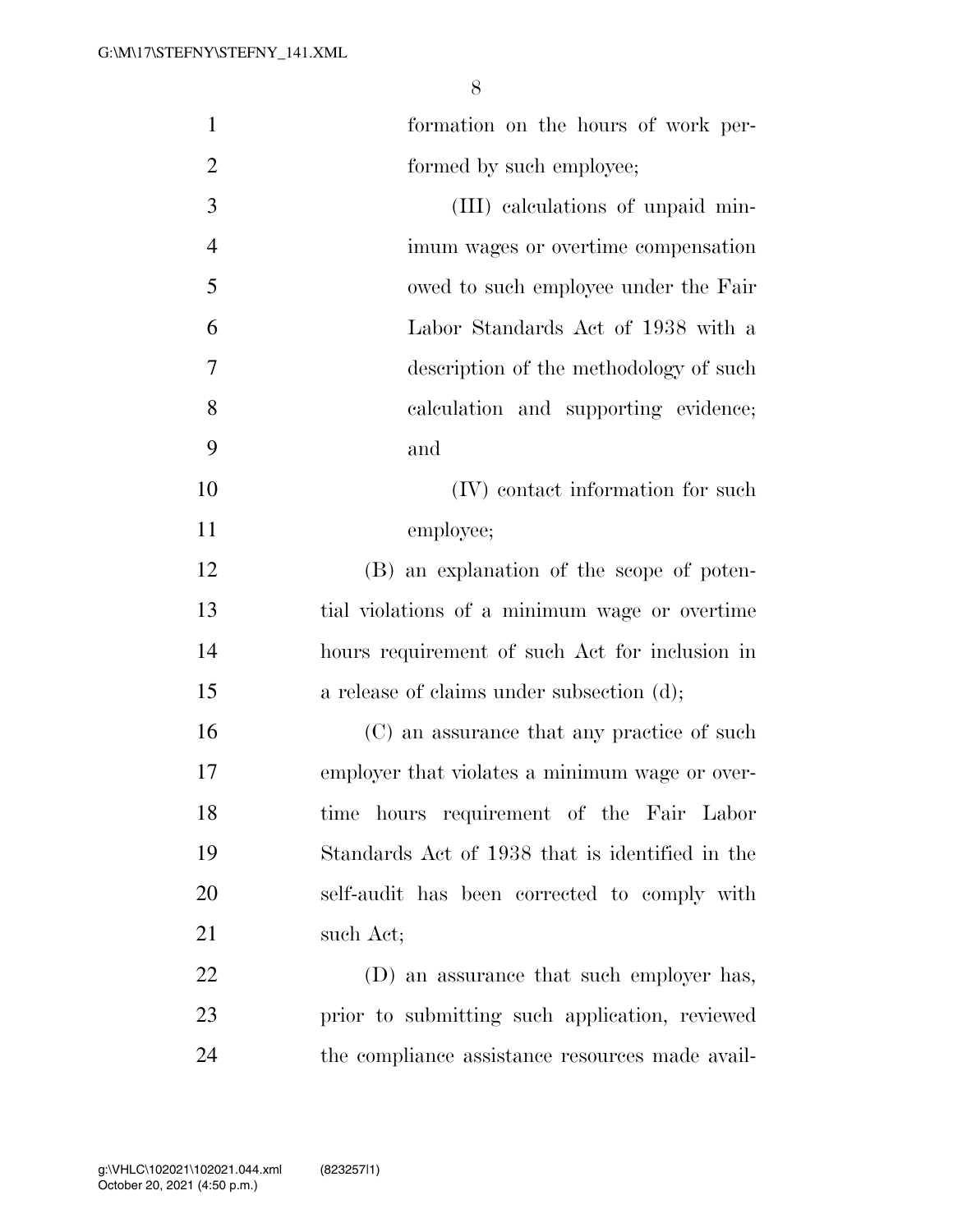formation on the hours of work performed by such employee;

(III) calculations of unpaid minimum wages or overtime compensation owed to such employee under the Fair Labor Standards Act of 1938 with a description of the methodology of such calculation and supporting evidence; and

(IV) contact information for such employee;

(B) an explanation of the scope of potential violations of a minimum wage or overtime hours requirement of such Act for inclusion in a release of claims under subsection (d);

(C) an assurance that any practice of such employer that violates a minimum wage or overtime hours requirement of the Fair Labor Standards Act of 1938 that is identified in the self-audit has been corrected to comply with such Act;

(D) an assurance that such employer has, prior to submitting such application, reviewed the compliance assistance resources made avail-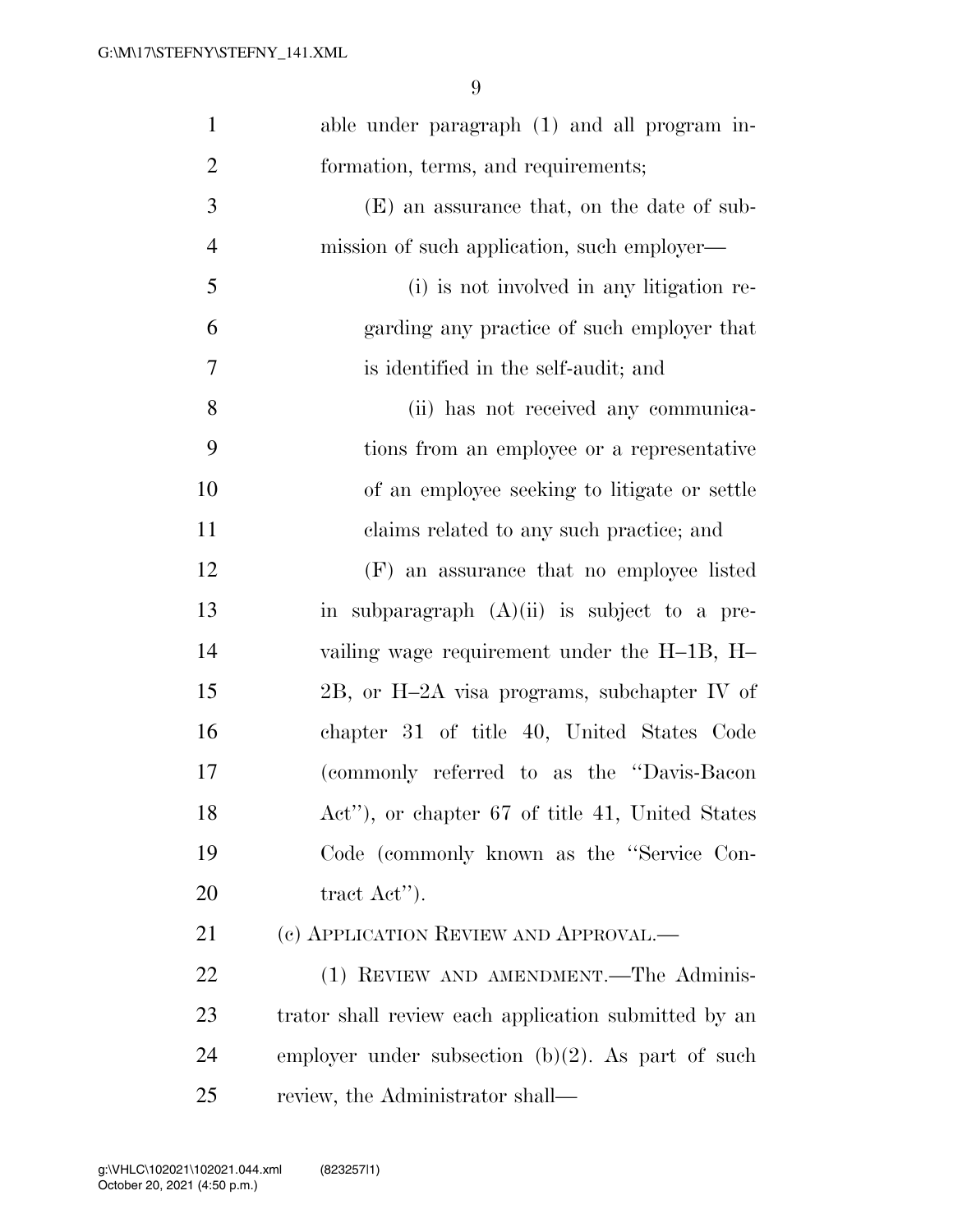able under paragraph (1) and all program information, terms, and requirements;

(E) an assurance that, on the date of submission of such application, such employer—

(i) is not involved in any litigation regarding any practice of such employer that is identified in the self-audit; and

(ii) has not received any communications from an employee or a representative of an employee seeking to litigate or settle claims related to any such practice; and

(F) an assurance that no employee listed in subparagraph (A)(ii) is subject to a prevailing wage requirement under the H–1B, H–2B, or H–2A visa programs, subchapter IV of chapter 31 of title 40, United States Code (commonly referred to as the "Davis-Bacon Act"), or chapter 67 of title 41, United States Code (commonly known as the "Service Contract Act").

(c) APPLICATION REVIEW AND APPROVAL.—

(1) REVIEW AND AMENDMENT.—The Administrator shall review each application submitted by an employer under subsection (b)(2). As part of such review, the Administrator shall—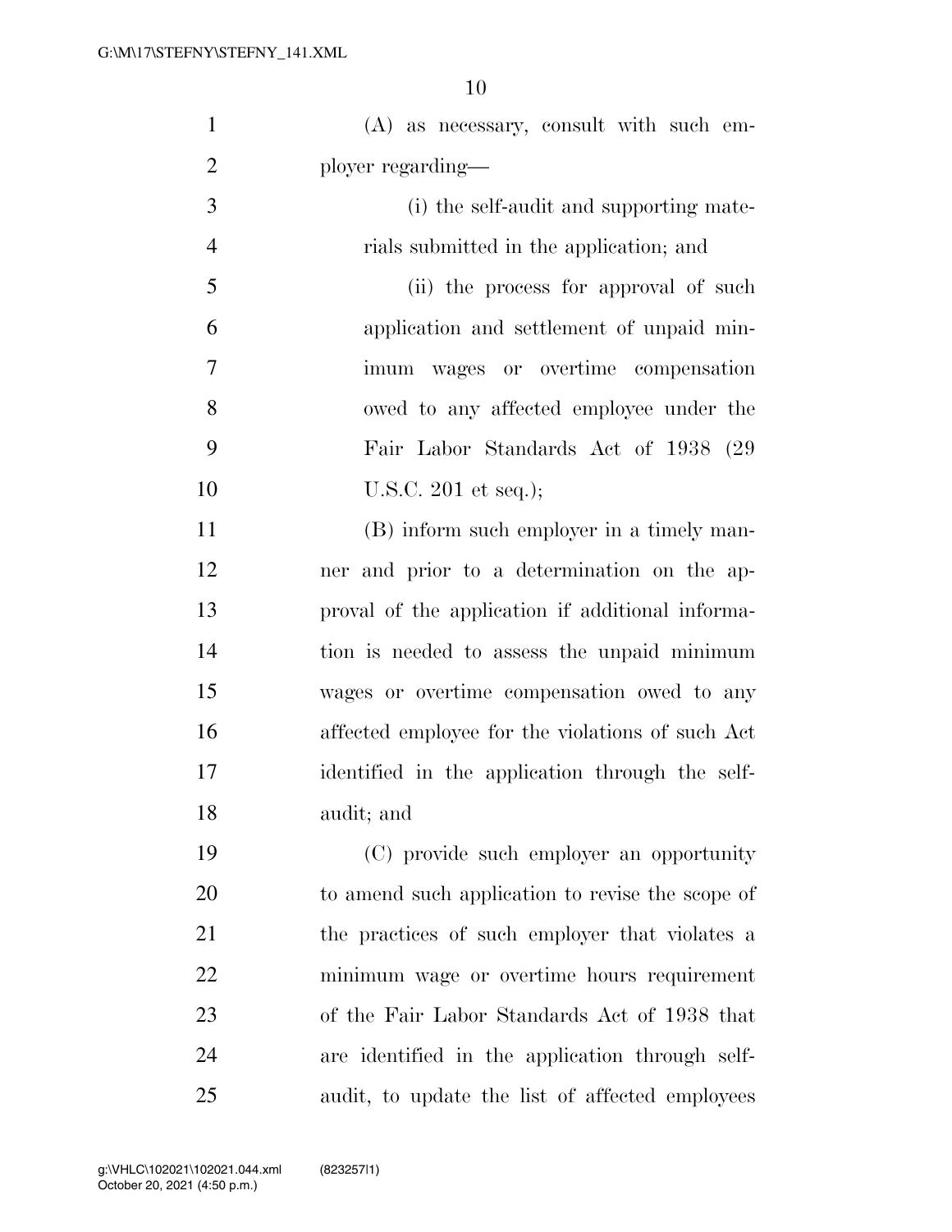(A) as necessary, consult with such employer regarding—

(i) the self-audit and supporting materials submitted in the application; and

(ii) the process for approval of such application and settlement of unpaid minimum wages or overtime compensation owed to any affected employee under the Fair Labor Standards Act of 1938 (29 U.S.C. 201 et seq.);

(B) inform such employer in a timely manner and prior to a determination on the approval of the application if additional information is needed to assess the unpaid minimum wages or overtime compensation owed to any affected employee for the violations of such Act identified in the application through the self-audit; and

(C) provide such employer an opportunity to amend such application to revise the scope of the practices of such employer that violates a minimum wage or overtime hours requirement of the Fair Labor Standards Act of 1938 that are identified in the application through self-audit, to update the list of affected employees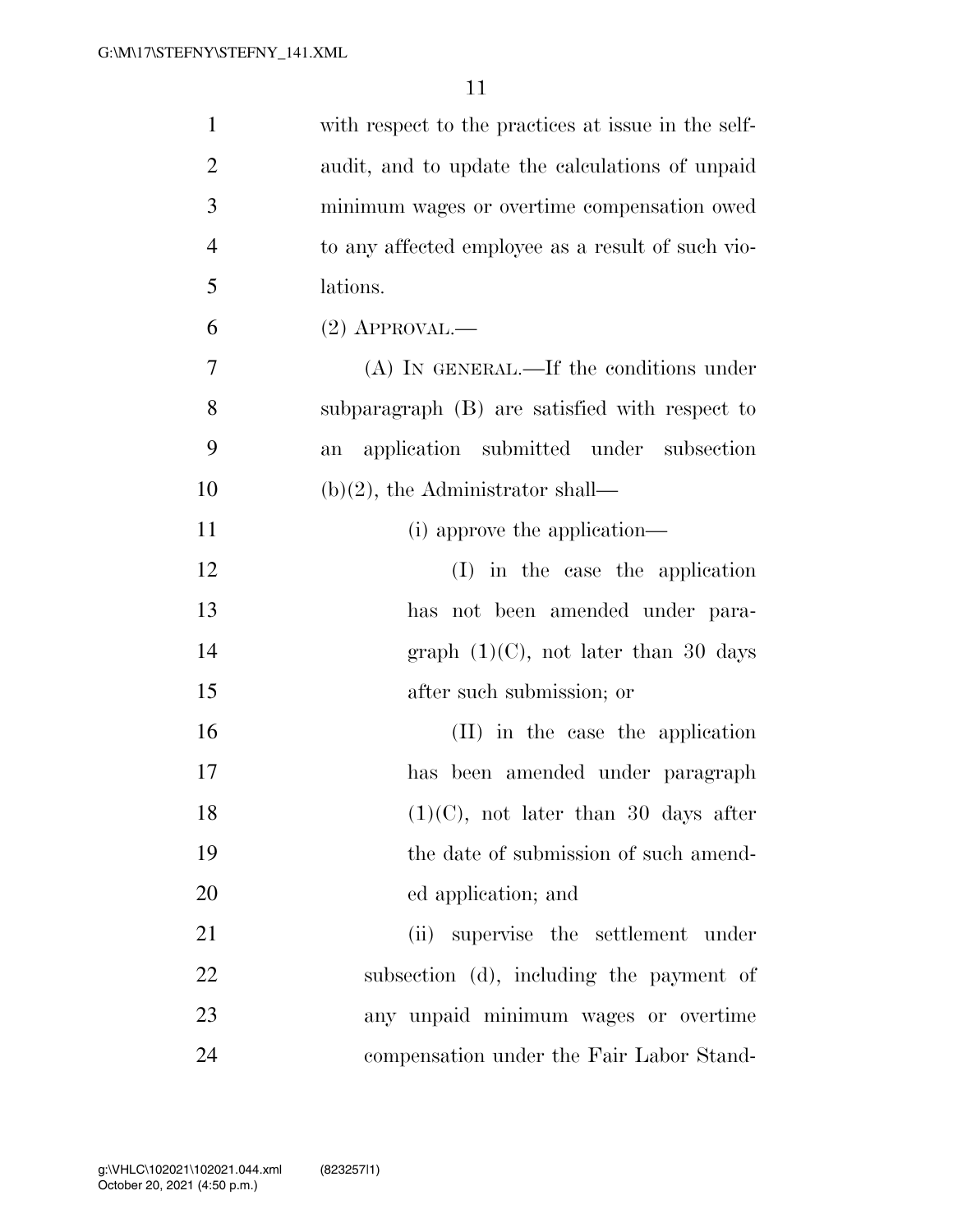with respect to the practices at issue in the self-audit, and to update the calculations of unpaid minimum wages or overtime compensation owed to any affected employee as a result of such violations.

(2) APPROVAL.—

(A) IN GENERAL.—If the conditions under subparagraph (B) are satisfied with respect to an application submitted under subsection (b)(2), the Administrator shall—

(i) approve the application—

(I) in the case the application has not been amended under paragraph (1)(C), not later than 30 days after such submission; or

(II) in the case the application has been amended under paragraph (1)(C), not later than 30 days after the date of submission of such amended application; and

(ii) supervise the settlement under subsection (d), including the payment of any unpaid minimum wages or overtime compensation under the Fair Labor Stand-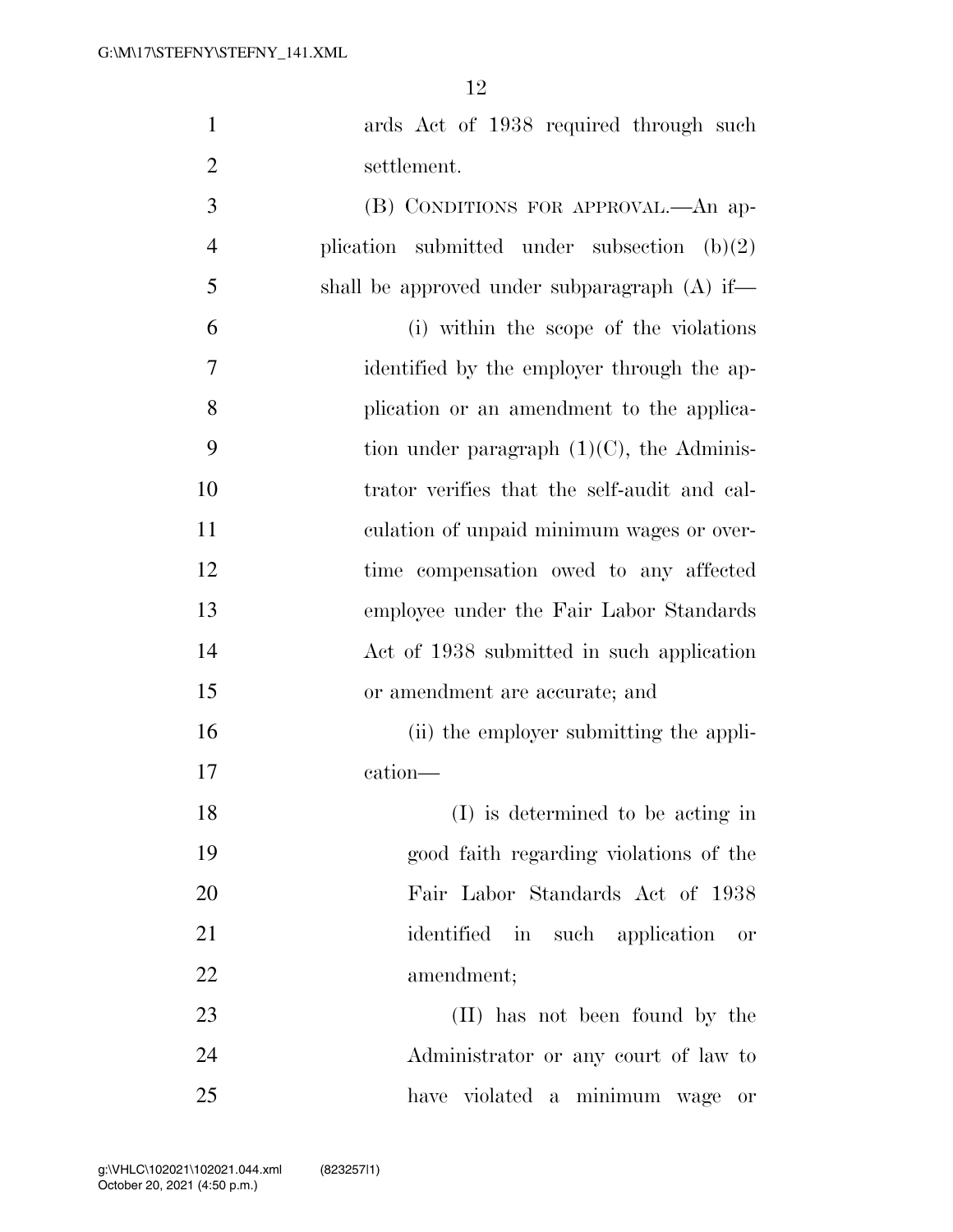ards Act of 1938 required through such settlement.

(B) CONDITIONS FOR APPROVAL.—An application submitted under subsection (b)(2) shall be approved under subparagraph (A) if—

(i) within the scope of the violations identified by the employer through the application or an amendment to the application under paragraph (1)(C), the Administrator verifies that the self-audit and calculation of unpaid minimum wages or overtime compensation owed to any affected employee under the Fair Labor Standards Act of 1938 submitted in such application or amendment are accurate; and

(ii) the employer submitting the application—

(I) is determined to be acting in good faith regarding violations of the Fair Labor Standards Act of 1938 identified in such application or amendment;

(II) has not been found by the Administrator or any court of law to have violated a minimum wage or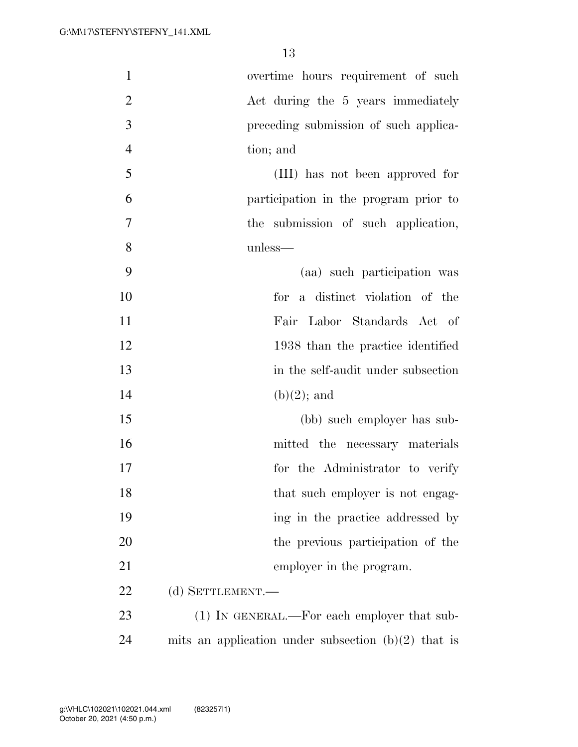overtime hours requirement of such Act during the 5 years immediately preceding submission of such application; and

(III) has not been approved for participation in the program prior to the submission of such application, unless—

(aa) such participation was for a distinct violation of the Fair Labor Standards Act of 1938 than the practice identified in the self-audit under subsection (b)(2); and

(bb) such employer has submitted the necessary materials for the Administrator to verify that such employer is not engaging in the practice addressed by the previous participation of the employer in the program.

(d) SETTLEMENT.—

(1) IN GENERAL.—For each employer that submits an application under subsection (b)(2) that is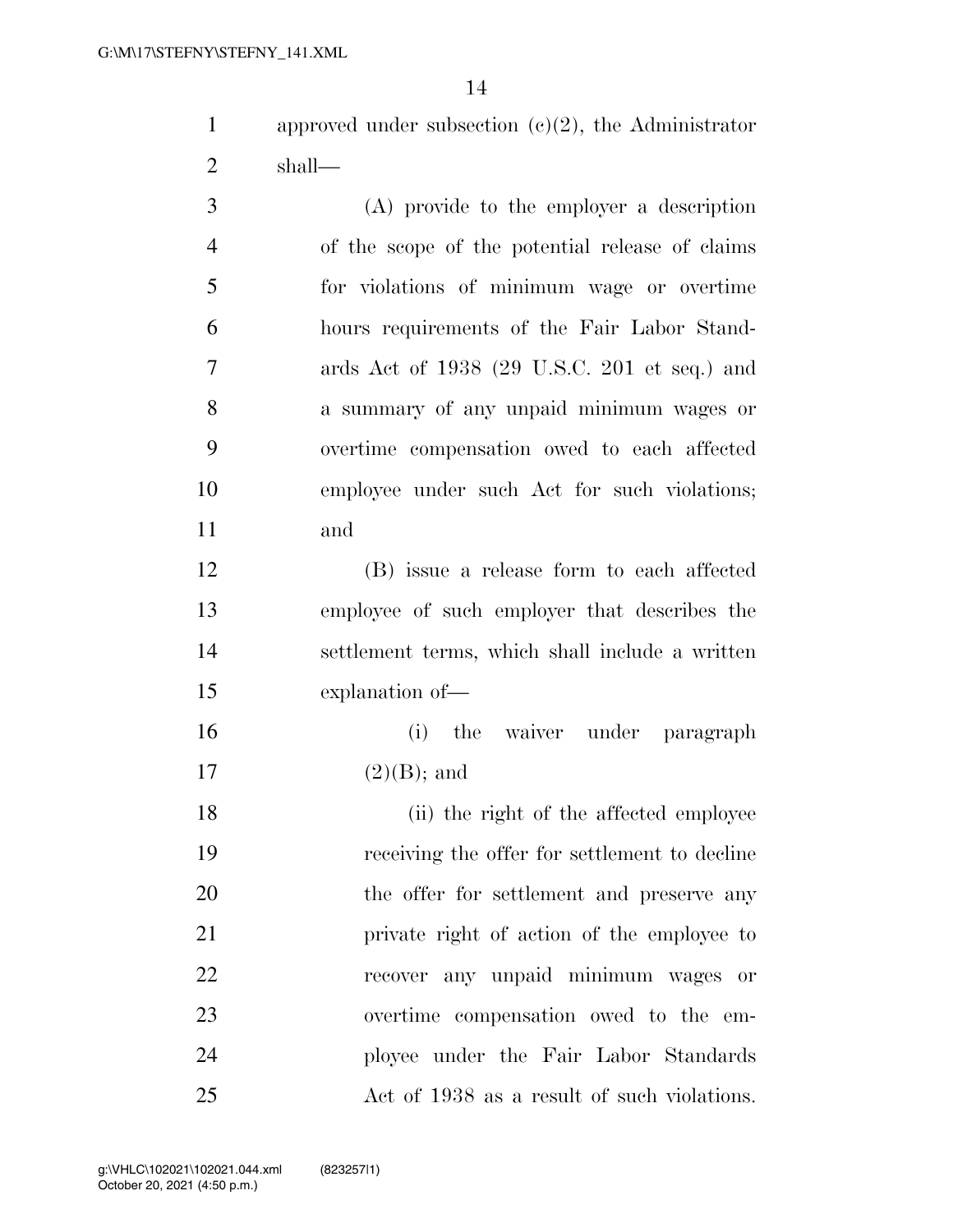approved under subsection (c)(2), the Administrator shall—

(A) provide to the employer a description of the scope of the potential release of claims for violations of minimum wage or overtime hours requirements of the Fair Labor Standards Act of 1938 (29 U.S.C. 201 et seq.) and a summary of any unpaid minimum wages or overtime compensation owed to each affected employee under such Act for such violations; and

(B) issue a release form to each affected employee of such employer that describes the settlement terms, which shall include a written explanation of—

(i) the waiver under paragraph (2)(B); and

(ii) the right of the affected employee receiving the offer for settlement to decline the offer for settlement and preserve any private right of action of the employee to recover any unpaid minimum wages or overtime compensation owed to the employee under the Fair Labor Standards Act of 1938 as a result of such violations.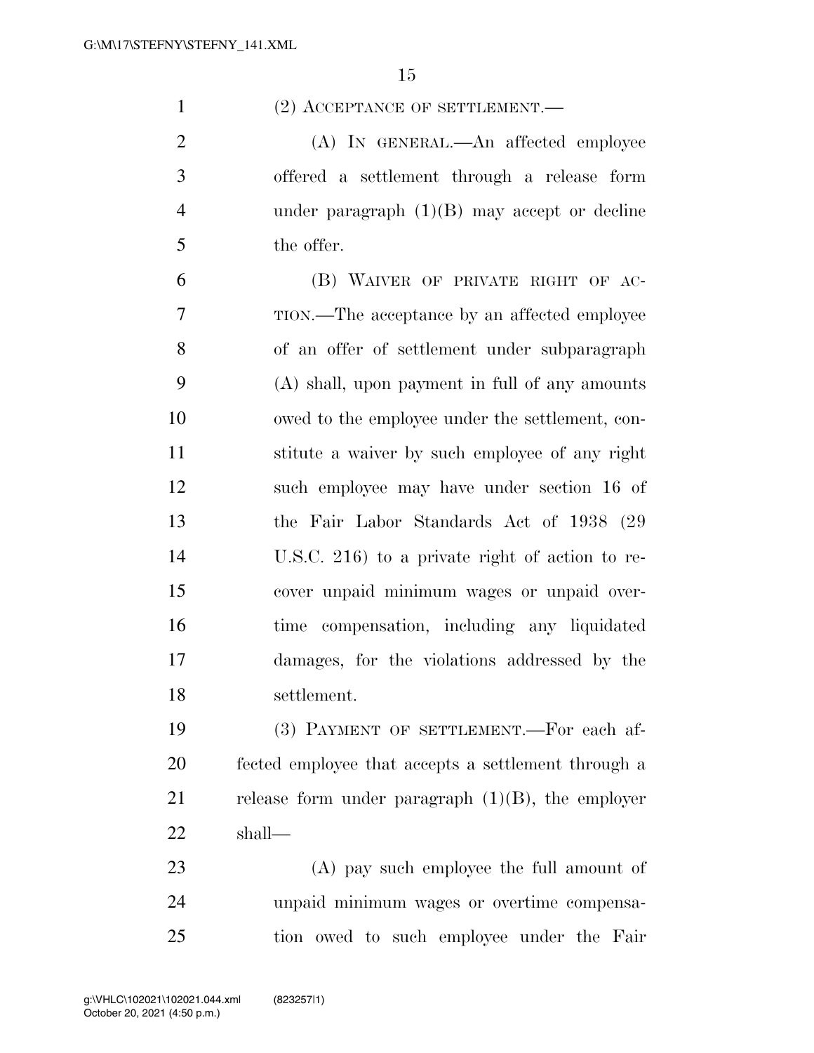(2) ACCEPTANCE OF SETTLEMENT.—

(A) IN GENERAL.—An affected employee offered a settlement through a release form under paragraph (1)(B) may accept or decline the offer.

(B) WAIVER OF PRIVATE RIGHT OF ACTION.—The acceptance by an affected employee of an offer of settlement under subparagraph (A) shall, upon payment in full of any amounts owed to the employee under the settlement, constitute a waiver by such employee of any right such employee may have under section 16 of the Fair Labor Standards Act of 1938 (29 U.S.C. 216) to a private right of action to recover unpaid minimum wages or unpaid overtime compensation, including any liquidated damages, for the violations addressed by the settlement.

(3) PAYMENT OF SETTLEMENT.—For each affected employee that accepts a settlement through a release form under paragraph (1)(B), the employer shall—

(A) pay such employee the full amount of unpaid minimum wages or overtime compensation owed to such employee under the Fair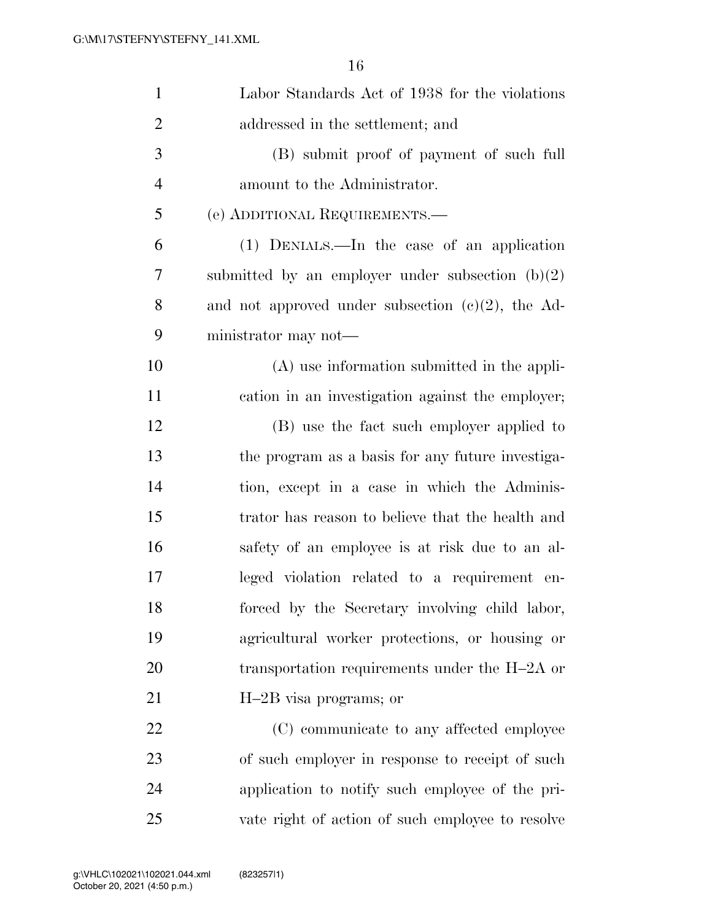Labor Standards Act of 1938 for the violations addressed in the settlement; and

(B) submit proof of payment of such full amount to the Administrator.

(e) ADDITIONAL REQUIREMENTS.—

(1) DENIALS.—In the case of an application submitted by an employer under subsection (b)(2) and not approved under subsection (c)(2), the Administrator may not—

(A) use information submitted in the application in an investigation against the employer;

(B) use the fact such employer applied to the program as a basis for any future investigation, except in a case in which the Administrator has reason to believe that the health and safety of an employee is at risk due to an alleged violation related to a requirement enforced by the Secretary involving child labor, agricultural worker protections, or housing or transportation requirements under the H–2A or H–2B visa programs; or

(C) communicate to any affected employee of such employer in response to receipt of such application to notify such employee of the private right of action of such employee to resolve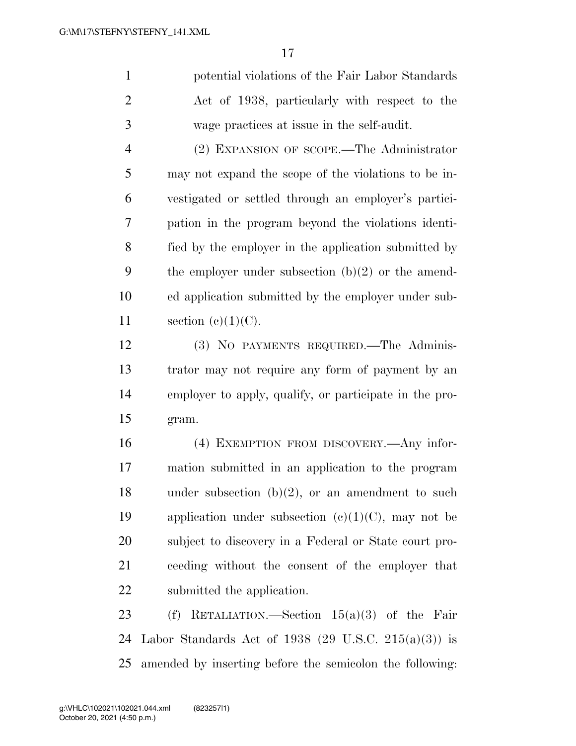potential violations of the Fair Labor Standards Act of 1938, particularly with respect to the wage practices at issue in the self-audit.

(2) EXPANSION OF SCOPE.—The Administrator may not expand the scope of the violations to be investigated or settled through an employer's participation in the program beyond the violations identified by the employer in the application submitted by the employer under subsection (b)(2) or the amended application submitted by the employer under subsection (c)(1)(C).

(3) NO PAYMENTS REQUIRED.—The Administrator may not require any form of payment by an employer to apply, qualify, or participate in the program.

(4) EXEMPTION FROM DISCOVERY.—Any information submitted in an application to the program under subsection (b)(2), or an amendment to such application under subsection (c)(1)(C), may not be subject to discovery in a Federal or State court proceeding without the consent of the employer that submitted the application.

(f) RETALIATION.—Section 15(a)(3) of the Fair Labor Standards Act of 1938 (29 U.S.C. 215(a)(3)) is amended by inserting before the semicolon the following: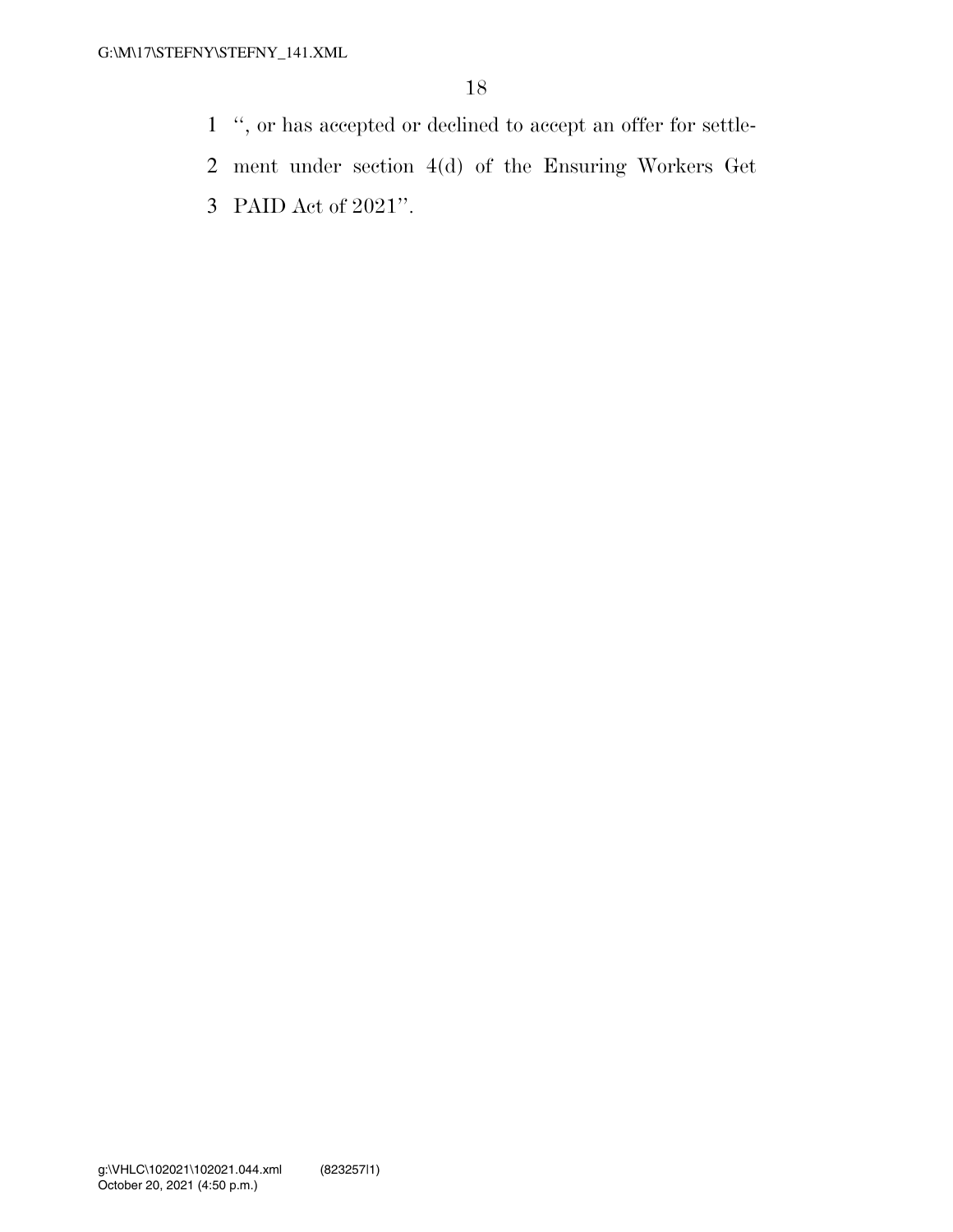'', or has accepted or declined to accept an offer for settlement under section 4(d) of the Ensuring Workers Get PAID Act of 2021''.